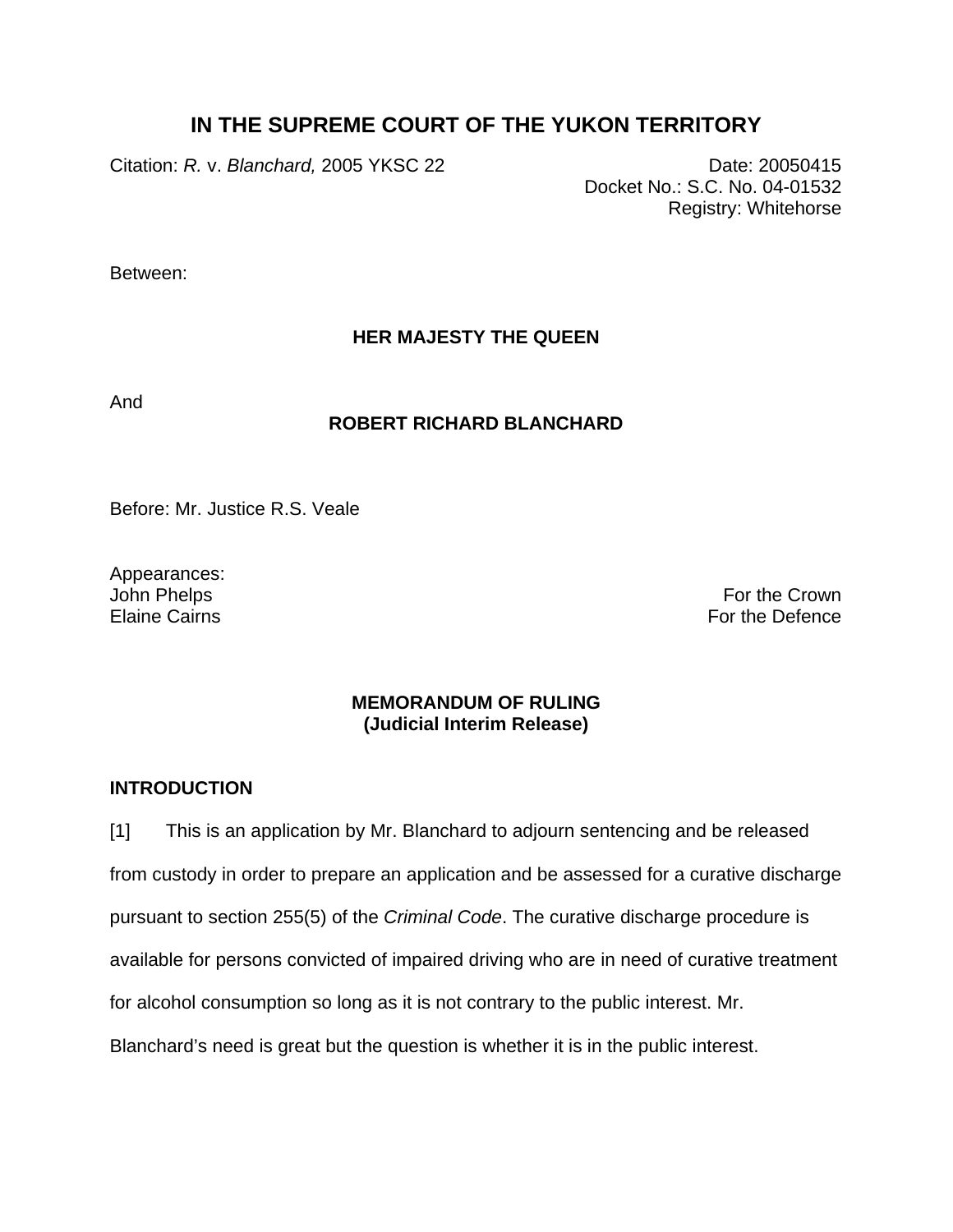# IN THE SUPREME COURT OF THE YUKON TERRITORY

Citation: *R.* v. *Blanchard,* 2005 YKSC 22

Date: 20050415
Docket No.: S.C. No. 04-01532
Registry: Whitehorse

Between:

**HER MAJESTY THE QUEEN**

And

**ROBERT RICHARD BLANCHARD**

Before: Mr. Justice R.S. Veale

Appearances:
John Phelps — For the Crown
Elaine Cairns — For the Defence

**MEMORANDUM OF RULING**
**(Judicial Interim Release)**

## INTRODUCTION

[1] This is an application by Mr. Blanchard to adjourn sentencing and be released from custody in order to prepare an application and be assessed for a curative discharge pursuant to section 255(5) of the *Criminal Code*. The curative discharge procedure is available for persons convicted of impaired driving who are in need of curative treatment for alcohol consumption so long as it is not contrary to the public interest. Mr. Blanchard's need is great but the question is whether it is in the public interest.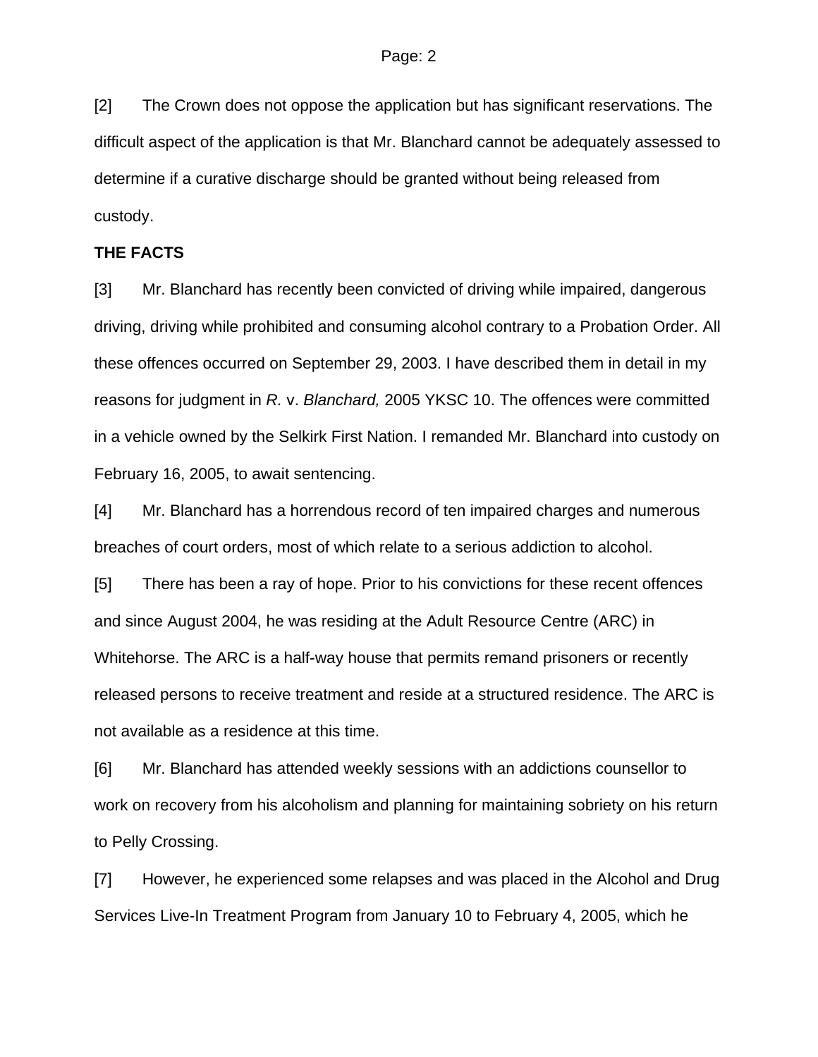[2] The Crown does not oppose the application but has significant reservations. The difficult aspect of the application is that Mr. Blanchard cannot be adequately assessed to determine if a curative discharge should be granted without being released from custody.

**THE FACTS**

[3] Mr. Blanchard has recently been convicted of driving while impaired, dangerous driving, driving while prohibited and consuming alcohol contrary to a Probation Order. All these offences occurred on September 29, 2003. I have described them in detail in my reasons for judgment in *R.* v. *Blanchard,* 2005 YKSC 10. The offences were committed in a vehicle owned by the Selkirk First Nation. I remanded Mr. Blanchard into custody on February 16, 2005, to await sentencing.

[4] Mr. Blanchard has a horrendous record of ten impaired charges and numerous breaches of court orders, most of which relate to a serious addiction to alcohol.

[5] There has been a ray of hope. Prior to his convictions for these recent offences and since August 2004, he was residing at the Adult Resource Centre (ARC) in Whitehorse. The ARC is a half-way house that permits remand prisoners or recently released persons to receive treatment and reside at a structured residence. The ARC is not available as a residence at this time.

[6] Mr. Blanchard has attended weekly sessions with an addictions counsellor to work on recovery from his alcoholism and planning for maintaining sobriety on his return to Pelly Crossing.

[7] However, he experienced some relapses and was placed in the Alcohol and Drug Services Live-In Treatment Program from January 10 to February 4, 2005, which he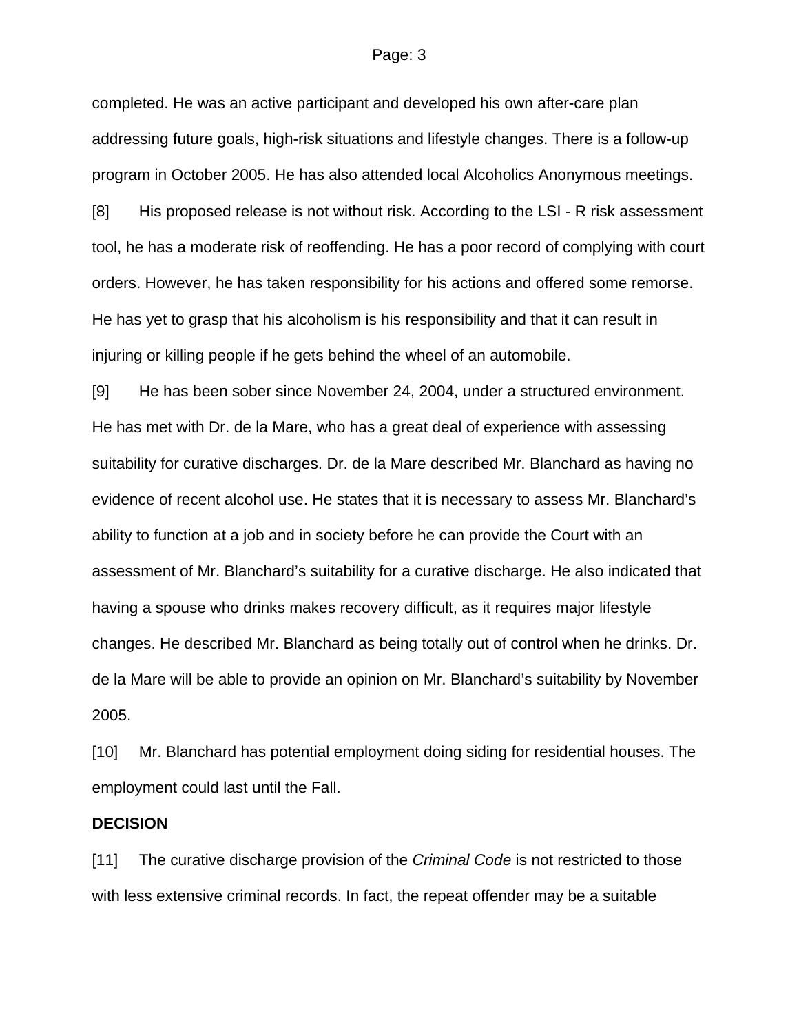completed. He was an active participant and developed his own after-care plan addressing future goals, high-risk situations and lifestyle changes. There is a follow-up program in October 2005. He has also attended local Alcoholics Anonymous meetings.

[8] His proposed release is not without risk. According to the LSI - R risk assessment tool, he has a moderate risk of reoffending. He has a poor record of complying with court orders. However, he has taken responsibility for his actions and offered some remorse. He has yet to grasp that his alcoholism is his responsibility and that it can result in injuring or killing people if he gets behind the wheel of an automobile.

[9] He has been sober since November 24, 2004, under a structured environment. He has met with Dr. de la Mare, who has a great deal of experience with assessing suitability for curative discharges. Dr. de la Mare described Mr. Blanchard as having no evidence of recent alcohol use. He states that it is necessary to assess Mr. Blanchard's ability to function at a job and in society before he can provide the Court with an assessment of Mr. Blanchard's suitability for a curative discharge. He also indicated that having a spouse who drinks makes recovery difficult, as it requires major lifestyle changes. He described Mr. Blanchard as being totally out of control when he drinks. Dr. de la Mare will be able to provide an opinion on Mr. Blanchard's suitability by November 2005.

[10] Mr. Blanchard has potential employment doing siding for residential houses. The employment could last until the Fall.

**DECISION**

[11] The curative discharge provision of the *Criminal Code* is not restricted to those with less extensive criminal records. In fact, the repeat offender may be a suitable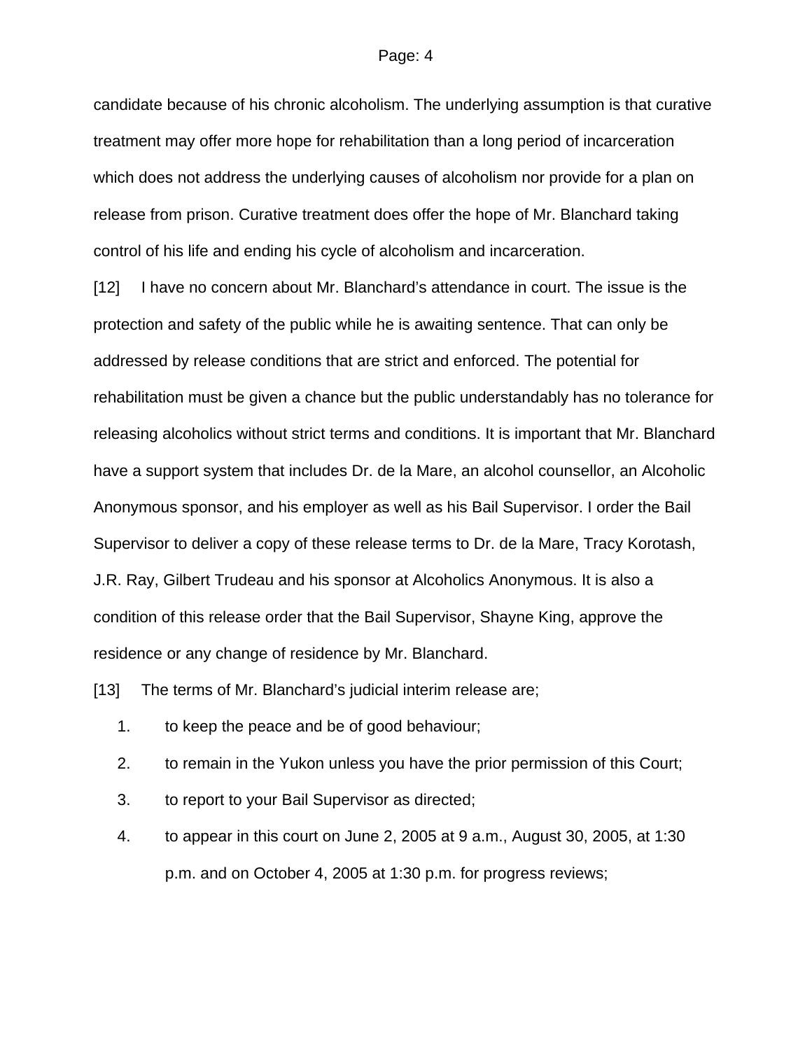candidate because of his chronic alcoholism. The underlying assumption is that curative treatment may offer more hope for rehabilitation than a long period of incarceration which does not address the underlying causes of alcoholism nor provide for a plan on release from prison. Curative treatment does offer the hope of Mr. Blanchard taking control of his life and ending his cycle of alcoholism and incarceration.

[12] I have no concern about Mr. Blanchard's attendance in court. The issue is the protection and safety of the public while he is awaiting sentence. That can only be addressed by release conditions that are strict and enforced. The potential for rehabilitation must be given a chance but the public understandably has no tolerance for releasing alcoholics without strict terms and conditions. It is important that Mr. Blanchard have a support system that includes Dr. de la Mare, an alcohol counsellor, an Alcoholic Anonymous sponsor, and his employer as well as his Bail Supervisor. I order the Bail Supervisor to deliver a copy of these release terms to Dr. de la Mare, Tracy Korotash, J.R. Ray, Gilbert Trudeau and his sponsor at Alcoholics Anonymous. It is also a condition of this release order that the Bail Supervisor, Shayne King, approve the residence or any change of residence by Mr. Blanchard.

[13] The terms of Mr. Blanchard's judicial interim release are;

1. to keep the peace and be of good behaviour;
2. to remain in the Yukon unless you have the prior permission of this Court;
3. to report to your Bail Supervisor as directed;
4. to appear in this court on June 2, 2005 at 9 a.m., August 30, 2005, at 1:30 p.m. and on October 4, 2005 at 1:30 p.m. for progress reviews;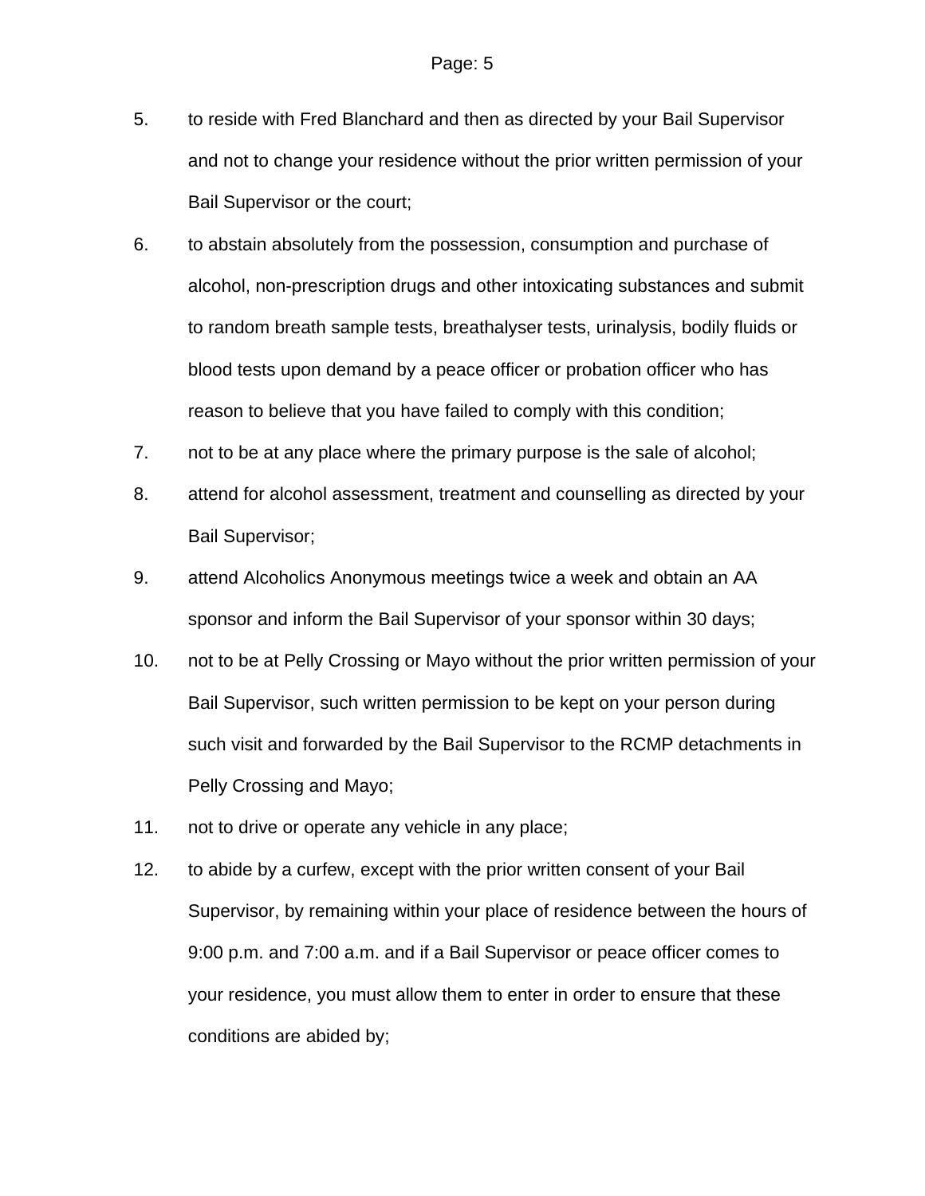5. to reside with Fred Blanchard and then as directed by your Bail Supervisor and not to change your residence without the prior written permission of your Bail Supervisor or the court;
6. to abstain absolutely from the possession, consumption and purchase of alcohol, non-prescription drugs and other intoxicating substances and submit to random breath sample tests, breathalyser tests, urinalysis, bodily fluids or blood tests upon demand by a peace officer or probation officer who has reason to believe that you have failed to comply with this condition;
7. not to be at any place where the primary purpose is the sale of alcohol;
8. attend for alcohol assessment, treatment and counselling as directed by your Bail Supervisor;
9. attend Alcoholics Anonymous meetings twice a week and obtain an AA sponsor and inform the Bail Supervisor of your sponsor within 30 days;
10. not to be at Pelly Crossing or Mayo without the prior written permission of your Bail Supervisor, such written permission to be kept on your person during such visit and forwarded by the Bail Supervisor to the RCMP detachments in Pelly Crossing and Mayo;
11. not to drive or operate any vehicle in any place;
12. to abide by a curfew, except with the prior written consent of your Bail Supervisor, by remaining within your place of residence between the hours of 9:00 p.m. and 7:00 a.m. and if a Bail Supervisor or peace officer comes to your residence, you must allow them to enter in order to ensure that these conditions are abided by;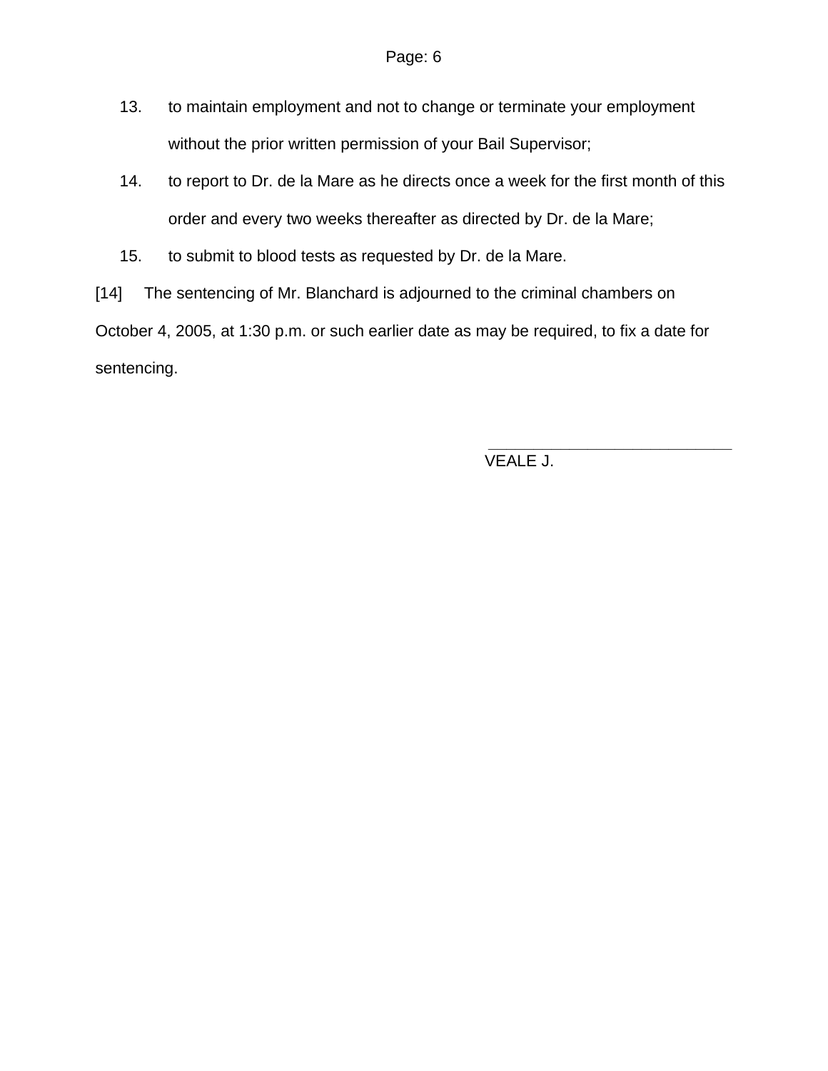13. to maintain employment and not to change or terminate your employment without the prior written permission of your Bail Supervisor;
14. to report to Dr. de la Mare as he directs once a week for the first month of this order and every two weeks thereafter as directed by Dr. de la Mare;
15. to submit to blood tests as requested by Dr. de la Mare.

[14] The sentencing of Mr. Blanchard is adjourned to the criminal chambers on October 4, 2005, at 1:30 p.m. or such earlier date as may be required, to fix a date for sentencing.

\_\_\_\_\_\_\_\_\_\_\_\_\_\_\_\_\_\_\_\_\_\_\_\_\_\_\_\_\_\_

VEALE J.